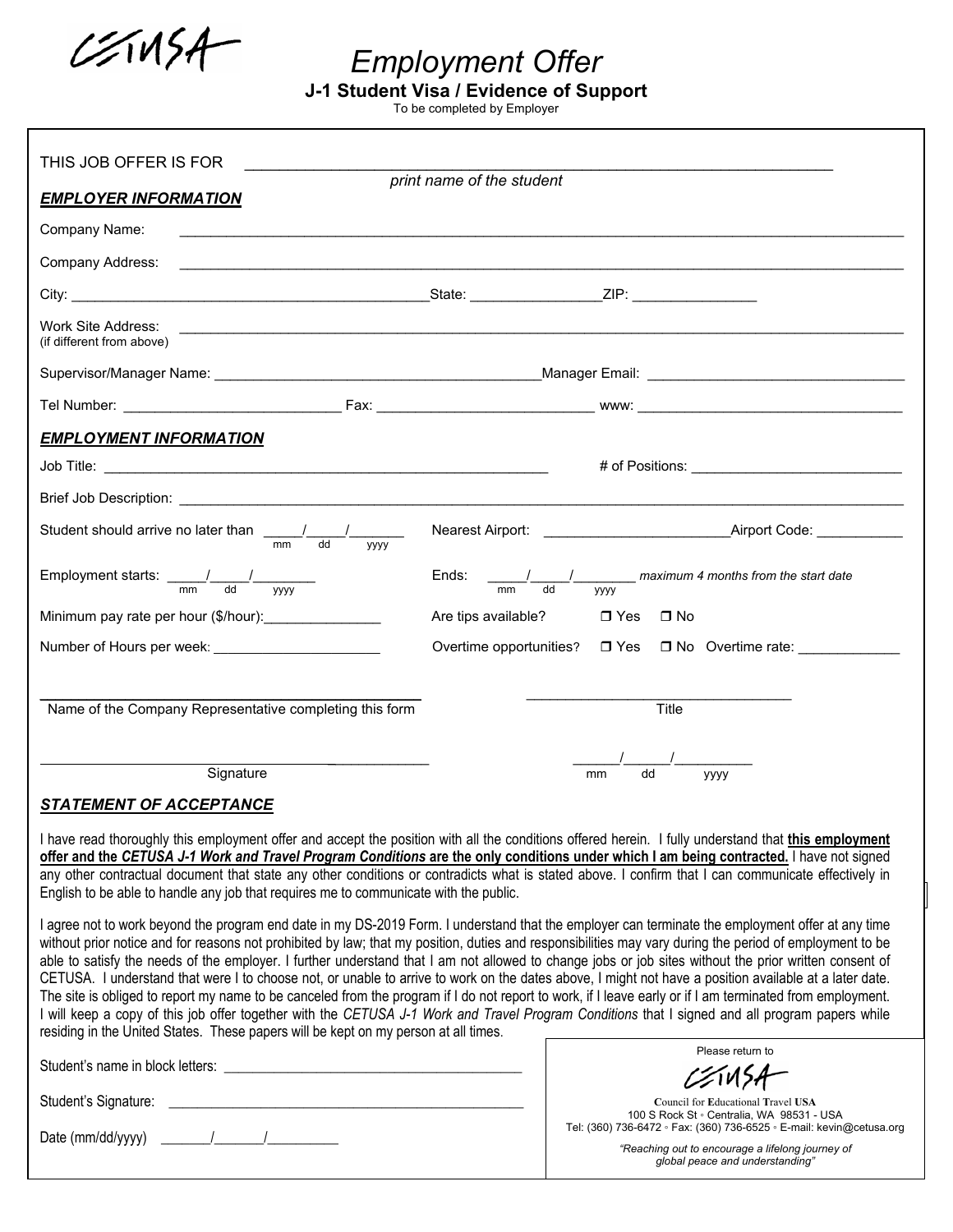CETUSA

# Employment Offer

**J-1 Student Visa / Evidence of Support**

To be completed by Employer

THIS JOB OFFER IS FOR \_\_\_\_\_\_\_\_\_\_\_\_\_\_\_\_\_\_\_\_\_\_\_\_\_\_\_\_\_\_\_\_\_\_\_\_\_\_\_\_\_\_\_\_\_\_\_\_\_\_\_\_\_\_\_\_\_\_\_\_\_\_

*print name of the student*

***EMPLOYER INFORMATION***

Company Name: \_\_\_\_\_\_\_\_\_\_\_\_\_\_\_\_\_\_\_\_\_\_\_\_\_\_\_\_\_\_\_\_\_\_\_\_\_\_\_\_\_\_\_\_\_\_\_\_\_\_\_\_\_\_\_\_\_\_\_\_\_\_

Company Address: \_\_\_\_\_\_\_\_\_\_\_\_\_\_\_\_\_\_\_\_\_\_\_\_\_\_\_\_\_\_\_\_\_\_\_\_\_\_\_\_\_\_\_\_\_\_\_\_\_\_\_\_\_\_\_\_\_\_\_\_\_\_

City: \_\_\_\_\_\_\_\_\_\_\_\_\_\_\_\_\_\_\_\_\_\_\_\_\_\_\_\_\_\_ State: \_\_\_\_\_\_\_\_\_\_\_\_\_\_\_\_ ZIP: \_\_\_\_\_\_\_\_\_\_\_\_\_\_\_\_

Work Site Address: \_\_\_\_\_\_\_\_\_\_\_\_\_\_\_\_\_\_\_\_\_\_\_\_\_\_\_\_\_\_\_\_\_\_\_\_\_\_\_\_\_\_\_\_\_\_\_\_\_\_\_\_\_\_\_\_\_\_\_\_\_\_
(if different from above)

Supervisor/Manager Name: \_\_\_\_\_\_\_\_\_\_\_\_\_\_\_\_\_\_\_\_\_\_\_\_\_\_\_\_\_\_ Manager Email: \_\_\_\_\_\_\_\_\_\_\_\_\_\_\_\_\_\_\_\_\_\_\_\_\_\_\_\_\_\_

Tel Number: \_\_\_\_\_\_\_\_\_\_\_\_\_\_\_\_\_\_\_\_\_\_\_\_ Fax: \_\_\_\_\_\_\_\_\_\_\_\_\_\_\_\_\_\_\_\_\_\_\_\_ www: \_\_\_\_\_\_\_\_\_\_\_\_\_\_\_\_\_\_\_\_\_\_\_\_\_\_\_\_

***EMPLOYMENT INFORMATION***

Job Title: \_\_\_\_\_\_\_\_\_\_\_\_\_\_\_\_\_\_\_\_\_\_\_\_\_\_\_\_\_\_\_\_\_\_\_\_\_\_\_\_\_\_\_\_\_\_ # of Positions: \_\_\_\_\_\_\_\_\_\_\_\_\_\_\_\_\_\_\_\_\_\_\_\_

Brief Job Description: \_\_\_\_\_\_\_\_\_\_\_\_\_\_\_\_\_\_\_\_\_\_\_\_\_\_\_\_\_\_\_\_\_\_\_\_\_\_\_\_\_\_\_\_\_\_\_\_\_\_\_\_\_\_\_\_\_\_\_\_\_\_

Student should arrive no later than \_\_\_\_\_/\_\_\_\_\_/\_\_\_\_\_\_\_ (mm dd yyyy)     Nearest Airport: \_\_\_\_\_\_\_\_\_\_\_\_\_\_\_\_\_\_\_\_\_\_ Airport Code: \_\_\_\_\_\_\_\_\_\_

Employment starts: \_\_\_\_\_/\_\_\_\_\_/\_\_\_\_\_\_\_\_ (mm dd yyyy)     Ends: \_\_\_\_\_/\_\_\_\_\_/\_\_\_\_\_\_\_\_ (mm dd yyyy) *maximum 4 months from the start date*

Minimum pay rate per hour ($/hour): \_\_\_\_\_\_\_\_\_\_\_\_\_\_\_     Are tips available? ☐ Yes ☐ No

Number of Hours per week: \_\_\_\_\_\_\_\_\_\_\_\_\_\_\_\_\_\_\_\_\_     Overtime opportunities? ☐ Yes ☐ No Overtime rate: \_\_\_\_\_\_\_\_\_\_\_\_\_

\_\_\_\_\_\_\_\_\_\_\_\_\_\_\_\_\_\_\_\_\_\_\_\_\_\_\_\_\_\_\_\_\_\_\_\_\_\_\_\_\_\_\_\_     \_\_\_\_\_\_\_\_\_\_\_\_\_\_\_\_\_\_\_\_\_\_\_\_\_\_\_\_\_\_\_\_
Name of the Company Representative completing this form     Title

\_\_\_\_\_\_\_\_\_\_\_\_\_\_\_\_\_\_\_\_\_\_\_\_\_\_\_\_\_\_\_\_\_\_\_\_\_\_\_\_\_\_\_\_     \_\_\_\_\_\_/\_\_\_\_\_\_/\_\_\_\_\_\_\_\_\_\_
Signature     mm dd yyyy

***STATEMENT OF ACCEPTANCE***

I have read thoroughly this employment offer and accept the position with all the conditions offered herein. I fully understand that **this employment offer and the *CETUSA J-1 Work and Travel Program Conditions* are the only conditions under which I am being contracted.** I have not signed any other contractual document that state any other conditions or contradicts what is stated above. I confirm that I can communicate effectively in English to be able to handle any job that requires me to communicate with the public.

I agree not to work beyond the program end date in my DS-2019 Form. I understand that the employer can terminate the employment offer at any time without prior notice and for reasons not prohibited by law; that my position, duties and responsibilities may vary during the period of employment to be able to satisfy the needs of the employer. I further understand that I am not allowed to change jobs or job sites without the prior written consent of CETUSA. I understand that were I to choose not, or unable to arrive to work on the dates above, I might not have a position available at a later date. The site is obliged to report my name to be canceled from the program if I do not report to work, if I leave early or if I am terminated from employment. I will keep a copy of this job offer together with the *CETUSA J-1 Work and Travel Program Conditions* that I signed and all program papers while residing in the United States. These papers will be kept on my person at all times.

Student's name in block letters: \_\_\_\_\_\_\_\_\_\_\_\_\_\_\_\_\_\_\_\_\_\_\_\_\_\_\_\_\_\_\_\_\_\_\_\_\_\_\_\_

Student's Signature: \_\_\_\_\_\_\_\_\_\_\_\_\_\_\_\_\_\_\_\_\_\_\_\_\_\_\_\_\_\_\_\_\_\_\_\_\_\_\_\_\_\_\_\_\_\_

Date (mm/dd/yyyy) \_\_\_\_\_\_\_/\_\_\_\_\_\_\_/\_\_\_\_\_\_\_\_\_\_

Please return to

CETUSA

**C**ouncil for **E**ducational **T**ravel **USA**
100 S Rock St ◦ Centralia, WA 98531 - USA
Tel: (360) 736-6472 ◦ Fax: (360) 736-6525 ◦ E-mail: kevin@cetusa.org

*"Reaching out to encourage a lifelong journey of global peace and understanding"*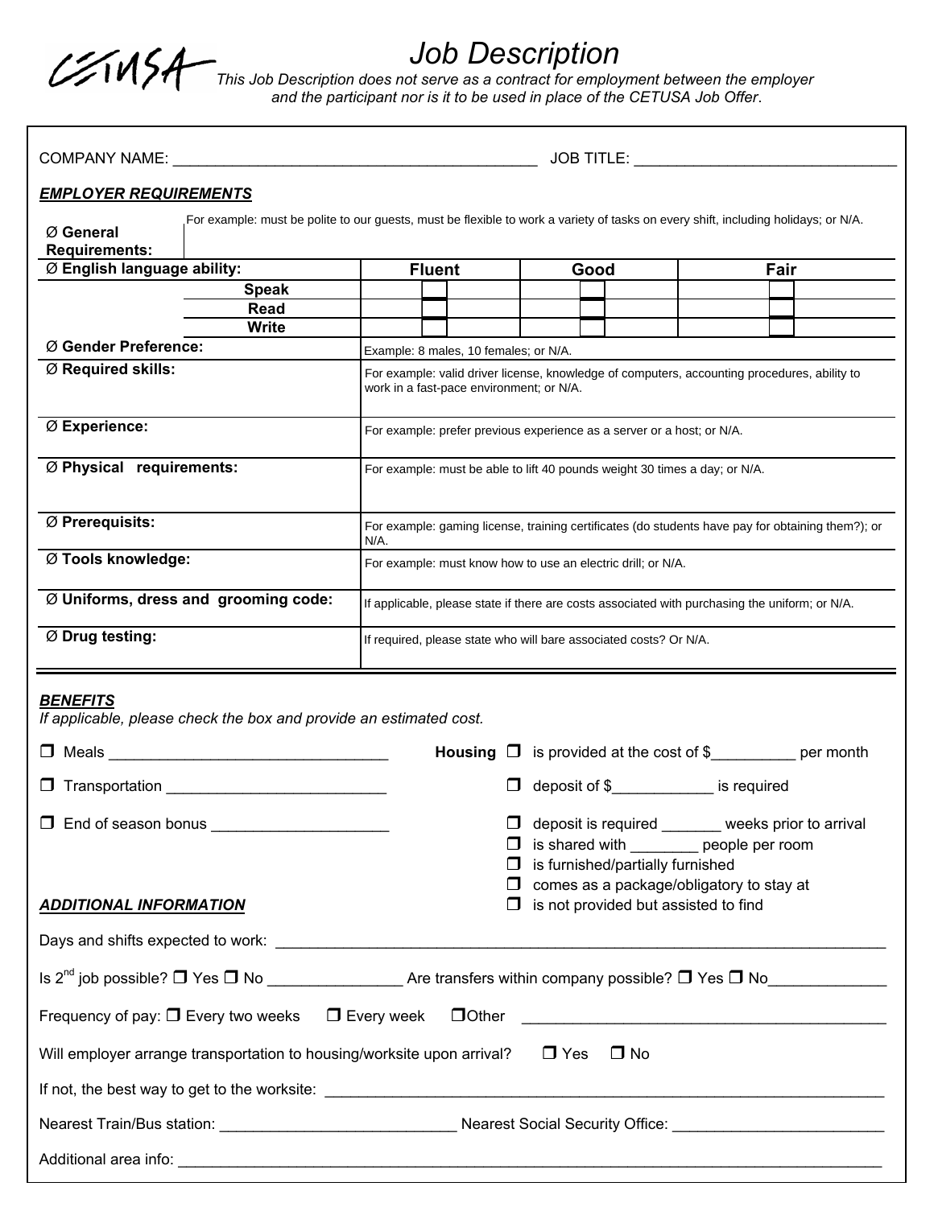CETUSA

# Job Description

*This Job Description does not serve as a contract for employment between the employer and the participant nor is it to be used in place of the CETUSA Job Offer.*

COMPANY NAME: ___________________________________________ JOB TITLE: ______________________________

***EMPLOYER REQUIREMENTS***

| | | | | |
|---|---|---|---|---|
| Ø **General Requirements:** | For example: must be polite to our guests, must be flexible to work a variety of tasks on every shift, including holidays; or N/A. | | | |
| Ø **English language ability:** | | **Fluent** | **Good** | **Fair** |
| | **Speak** | ☐ | ☐ | ☐ |
| | **Read** | ☐ | ☐ | ☐ |
| | **Write** | ☐ | ☐ | ☐ |
| Ø **Gender Preference:** | | Example: 8 males, 10 females; or N/A. | | |
| Ø **Required skills:** | | For example: valid driver license, knowledge of computers, accounting procedures, ability to work in a fast-pace environment; or N/A. | | |
| Ø **Experience:** | | For example: prefer previous experience as a server or a host; or N/A. | | |
| Ø **Physical requirements:** | | For example: must be able to lift 40 pounds weight 30 times a day; or N/A. | | |
| Ø **Prerequisits:** | | For example: gaming license, training certificates (do students have pay for obtaining them?); or N/A. | | |
| Ø **Tools knowledge:** | | For example: must know how to use an electric drill; or N/A. | | |
| Ø **Uniforms, dress and grooming code:** | | If applicable, please state if there are costs associated with purchasing the uniform; or N/A. | | |
| Ø **Drug testing:** | | If required, please state who will bare associated costs? Or N/A. | | |

***BENEFITS***

*If applicable, please check the box and provide an estimated cost.*

- ☐ Meals ________________________________
- ☐ Transportation _________________________
- ☐ End of season bonus ____________________

**Housing**

- ☐ is provided at the cost of $__________ per month
- ☐ deposit of $____________ is required
- ☐ deposit is required _______ weeks prior to arrival
- ☐ is shared with ________ people per room
- ☐ is furnished/partially furnished
- ☐ comes as a package/obligatory to stay at
- ☐ is not provided but assisted to find

***ADDITIONAL INFORMATION***

Days and shifts expected to work: ___________________________________________________________________________

Is 2nd job possible? ☐ Yes ☐ No _______________ Are transfers within company possible? ☐ Yes ☐ No_____________

Frequency of pay: ☐ Every two weeks ☐ Every week ☐Other ___________________________________________

Will employer arrange transportation to housing/worksite upon arrival? ☐ Yes ☐ No

If not, the best way to get to the worksite: ____________________________________________________________________

Nearest Train/Bus station: ____________________________ Nearest Social Security Office: _________________________

Additional area info: ___________________________________________________________________________________